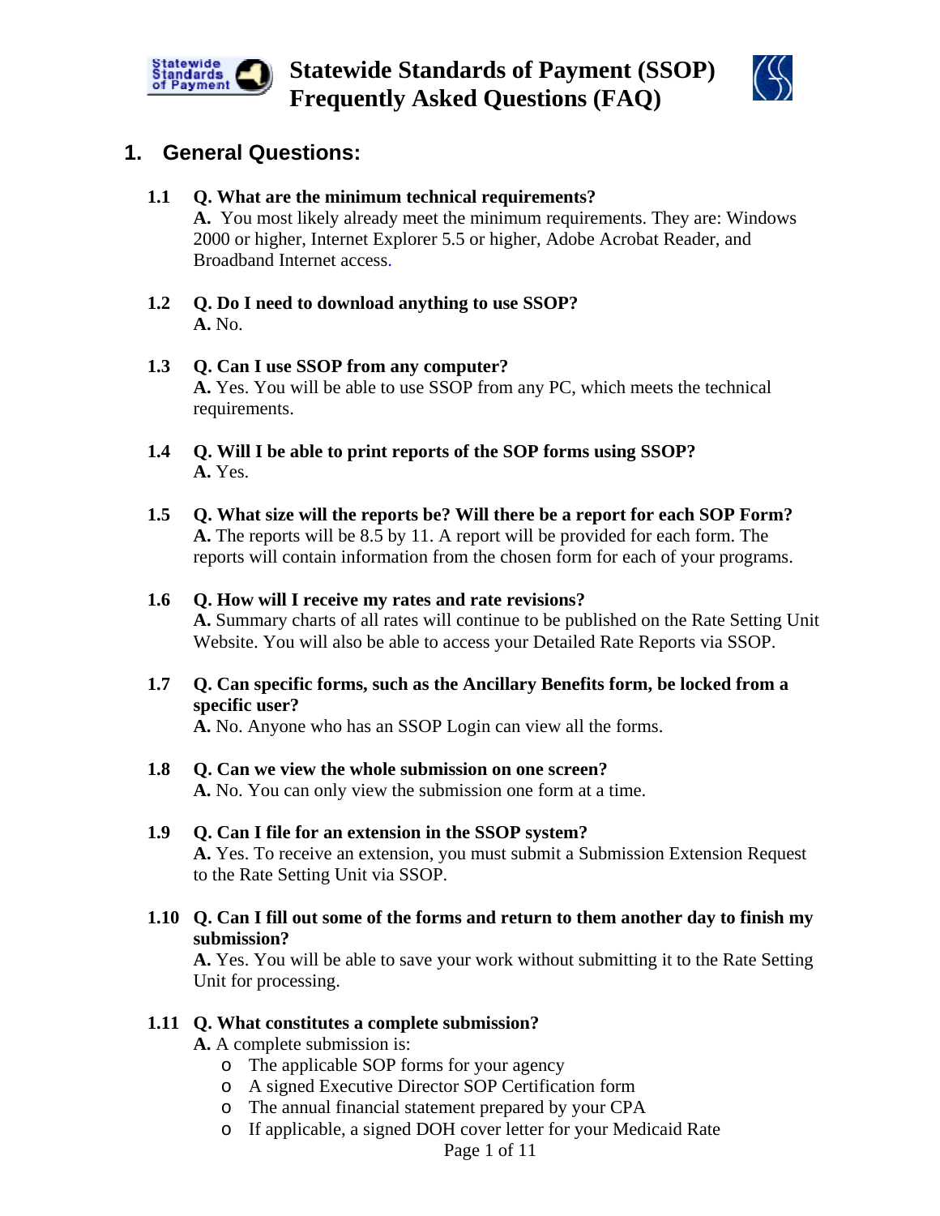# Statewide Standards of Payment (SSOP) Frequently Asked Questions (FAQ)

## 1. General Questions:

**1.1 Q. What are the minimum technical requirements?**
**A.** You most likely already meet the minimum requirements. They are: Windows 2000 or higher, Internet Explorer 5.5 or higher, Adobe Acrobat Reader, and Broadband Internet access.

**1.2 Q. Do I need to download anything to use SSOP?**
**A.** No.

**1.3 Q. Can I use SSOP from any computer?**
**A.** Yes. You will be able to use SSOP from any PC, which meets the technical requirements.

**1.4 Q. Will I be able to print reports of the SOP forms using SSOP?**
**A.** Yes.

**1.5 Q. What size will the reports be? Will there be a report for each SOP Form?**
**A.** The reports will be 8.5 by 11. A report will be provided for each form. The reports will contain information from the chosen form for each of your programs.

**1.6 Q. How will I receive my rates and rate revisions?**
**A.** Summary charts of all rates will continue to be published on the Rate Setting Unit Website. You will also be able to access your Detailed Rate Reports via SSOP.

**1.7 Q. Can specific forms, such as the Ancillary Benefits form, be locked from a specific user?**
**A.** No. Anyone who has an SSOP Login can view all the forms.

**1.8 Q. Can we view the whole submission on one screen?**
**A.** No. You can only view the submission one form at a time.

**1.9 Q. Can I file for an extension in the SSOP system?**
**A.** Yes. To receive an extension, you must submit a Submission Extension Request to the Rate Setting Unit via SSOP.

**1.10 Q. Can I fill out some of the forms and return to them another day to finish my submission?**
**A.** Yes. You will be able to save your work without submitting it to the Rate Setting Unit for processing.

**1.11 Q. What constitutes a complete submission?**
**A.** A complete submission is:

- The applicable SOP forms for your agency
- A signed Executive Director SOP Certification form
- The annual financial statement prepared by your CPA
- If applicable, a signed DOH cover letter for your Medicaid Rate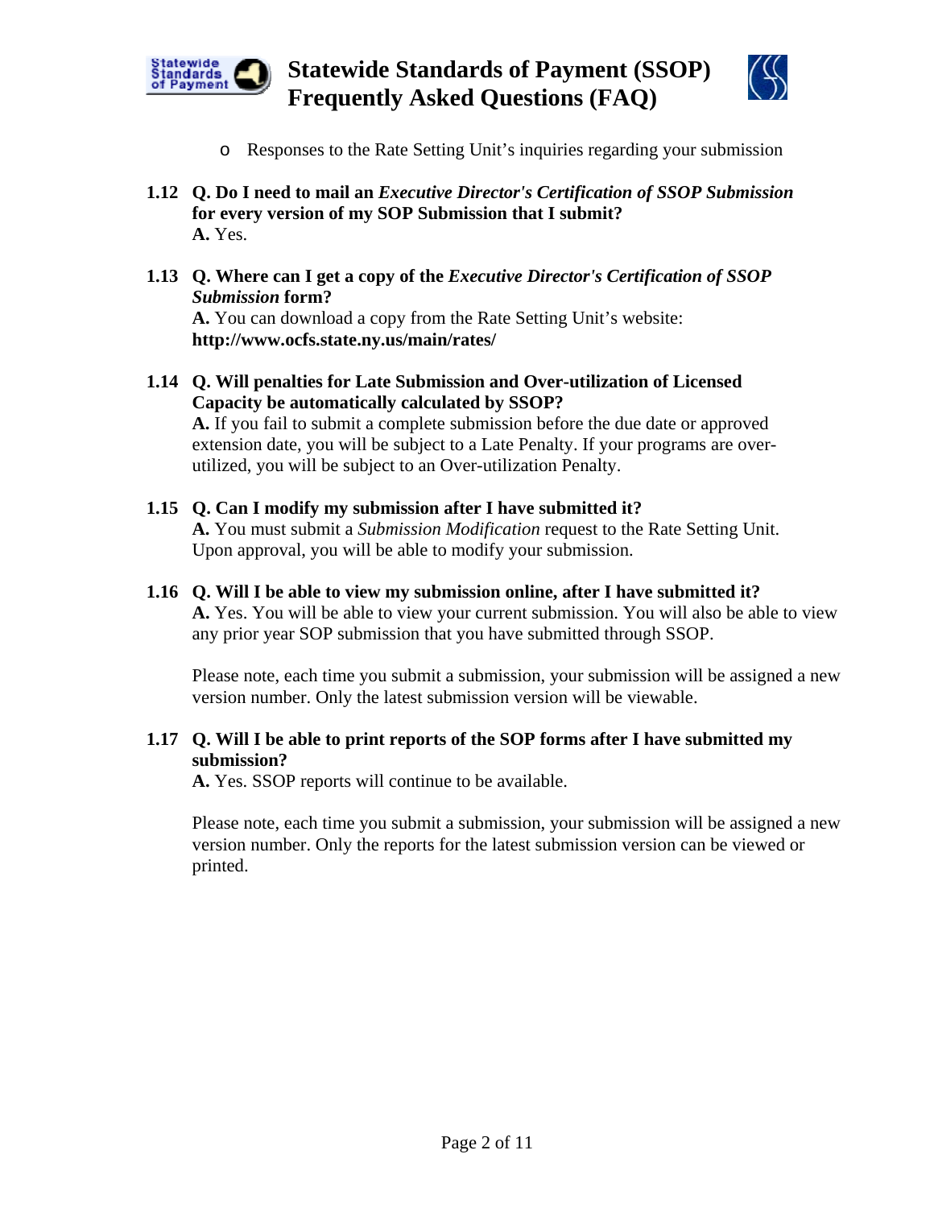- Responses to the Rate Setting Unit's inquiries regarding your submission

**1.12 Q. Do I need to mail an *Executive Director's Certification of SSOP Submission* for every version of my SOP Submission that I submit?**
**A.** Yes.

**1.13 Q. Where can I get a copy of the *Executive Director's Certification of SSOP Submission* form?**
**A.** You can download a copy from the Rate Setting Unit's website:
**http://www.ocfs.state.ny.us/main/rates/**

**1.14 Q. Will penalties for Late Submission and Over-utilization of Licensed Capacity be automatically calculated by SSOP?**
**A.** If you fail to submit a complete submission before the due date or approved extension date, you will be subject to a Late Penalty. If your programs are over-utilized, you will be subject to an Over-utilization Penalty.

**1.15 Q. Can I modify my submission after I have submitted it?**
**A.** You must submit a *Submission Modification* request to the Rate Setting Unit. Upon approval, you will be able to modify your submission.

**1.16 Q. Will I be able to view my submission online, after I have submitted it?**
**A.** Yes. You will be able to view your current submission. You will also be able to view any prior year SOP submission that you have submitted through SSOP.

Please note, each time you submit a submission, your submission will be assigned a new version number. Only the latest submission version will be viewable.

**1.17 Q. Will I be able to print reports of the SOP forms after I have submitted my submission?**
**A.** Yes. SSOP reports will continue to be available.

Please note, each time you submit a submission, your submission will be assigned a new version number. Only the reports for the latest submission version can be viewed or printed.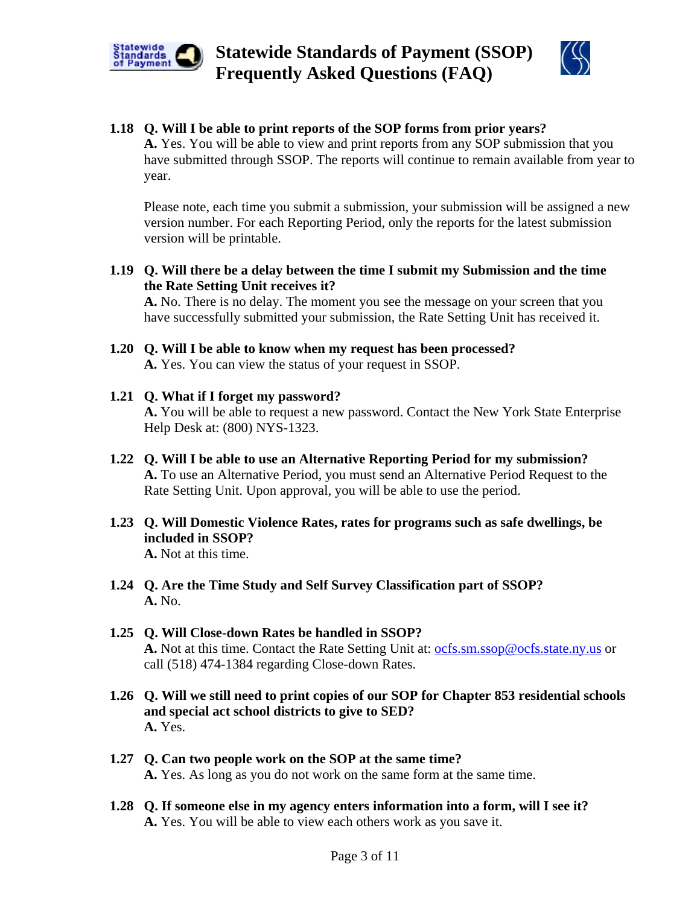**1.18 Q. Will I be able to print reports of the SOP forms from prior years?**

**A.** Yes. You will be able to view and print reports from any SOP submission that you have submitted through SSOP. The reports will continue to remain available from year to year.

Please note, each time you submit a submission, your submission will be assigned a new version number. For each Reporting Period, only the reports for the latest submission version will be printable.

**1.19 Q. Will there be a delay between the time I submit my Submission and the time the Rate Setting Unit receives it?**

**A.** No. There is no delay. The moment you see the message on your screen that you have successfully submitted your submission, the Rate Setting Unit has received it.

**1.20 Q. Will I be able to know when my request has been processed?**

**A.** Yes. You can view the status of your request in SSOP.

**1.21 Q. What if I forget my password?**

**A.** You will be able to request a new password. Contact the New York State Enterprise Help Desk at: (800) NYS-1323.

**1.22 Q. Will I be able to use an Alternative Reporting Period for my submission?**

**A.** To use an Alternative Period, you must send an Alternative Period Request to the Rate Setting Unit. Upon approval, you will be able to use the period.

**1.23 Q. Will Domestic Violence Rates, rates for programs such as safe dwellings, be included in SSOP?**

**A.** Not at this time.

**1.24 Q. Are the Time Study and Self Survey Classification part of SSOP?**

**A.** No.

**1.25 Q. Will Close-down Rates be handled in SSOP?**

**A.** Not at this time. Contact the Rate Setting Unit at: ocfs.sm.ssop@ocfs.state.ny.us or call (518) 474-1384 regarding Close-down Rates.

**1.26 Q. Will we still need to print copies of our SOP for Chapter 853 residential schools and special act school districts to give to SED?**

**A.** Yes.

**1.27 Q. Can two people work on the SOP at the same time?**

**A.** Yes. As long as you do not work on the same form at the same time.

**1.28 Q. If someone else in my agency enters information into a form, will I see it?**

**A.** Yes. You will be able to view each others work as you save it.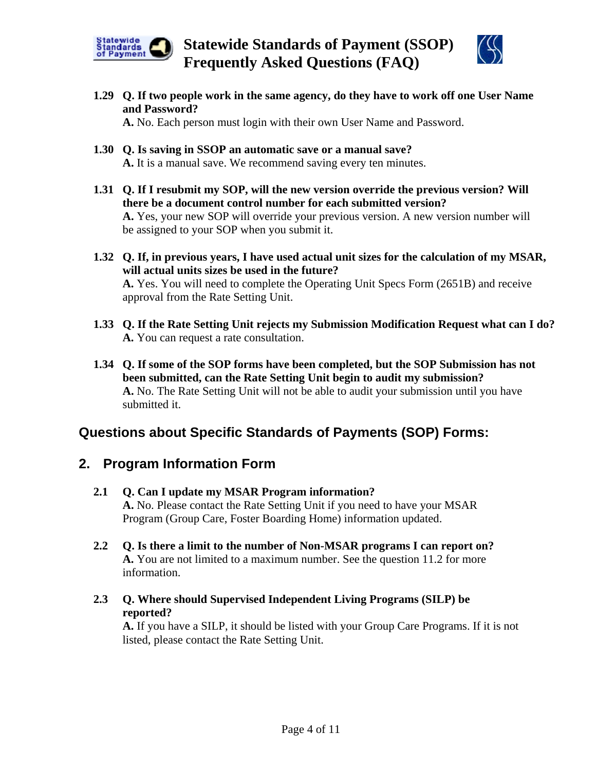**1.29 Q. If two people work in the same agency, do they have to work off one User Name and Password?**
**A.** No. Each person must login with their own User Name and Password.

**1.30 Q. Is saving in SSOP an automatic save or a manual save?**
**A.** It is a manual save. We recommend saving every ten minutes.

**1.31 Q. If I resubmit my SOP, will the new version override the previous version? Will there be a document control number for each submitted version?**
**A.** Yes, your new SOP will override your previous version. A new version number will be assigned to your SOP when you submit it.

**1.32 Q. If, in previous years, I have used actual unit sizes for the calculation of my MSAR, will actual units sizes be used in the future?**
**A.** Yes. You will need to complete the Operating Unit Specs Form (2651B) and receive approval from the Rate Setting Unit.

**1.33 Q. If the Rate Setting Unit rejects my Submission Modification Request what can I do?**
**A.** You can request a rate consultation.

**1.34 Q. If some of the SOP forms have been completed, but the SOP Submission has not been submitted, can the Rate Setting Unit begin to audit my submission?**
**A.** No. The Rate Setting Unit will not be able to audit your submission until you have submitted it.

## Questions about Specific Standards of Payments (SOP) Forms:

## 2. Program Information Form

**2.1 Q. Can I update my MSAR Program information?**
**A.** No. Please contact the Rate Setting Unit if you need to have your MSAR Program (Group Care, Foster Boarding Home) information updated.

**2.2 Q. Is there a limit to the number of Non-MSAR programs I can report on?**
**A.** You are not limited to a maximum number. See the question 11.2 for more information.

**2.3 Q. Where should Supervised Independent Living Programs (SILP) be reported?**
**A.** If you have a SILP, it should be listed with your Group Care Programs. If it is not listed, please contact the Rate Setting Unit.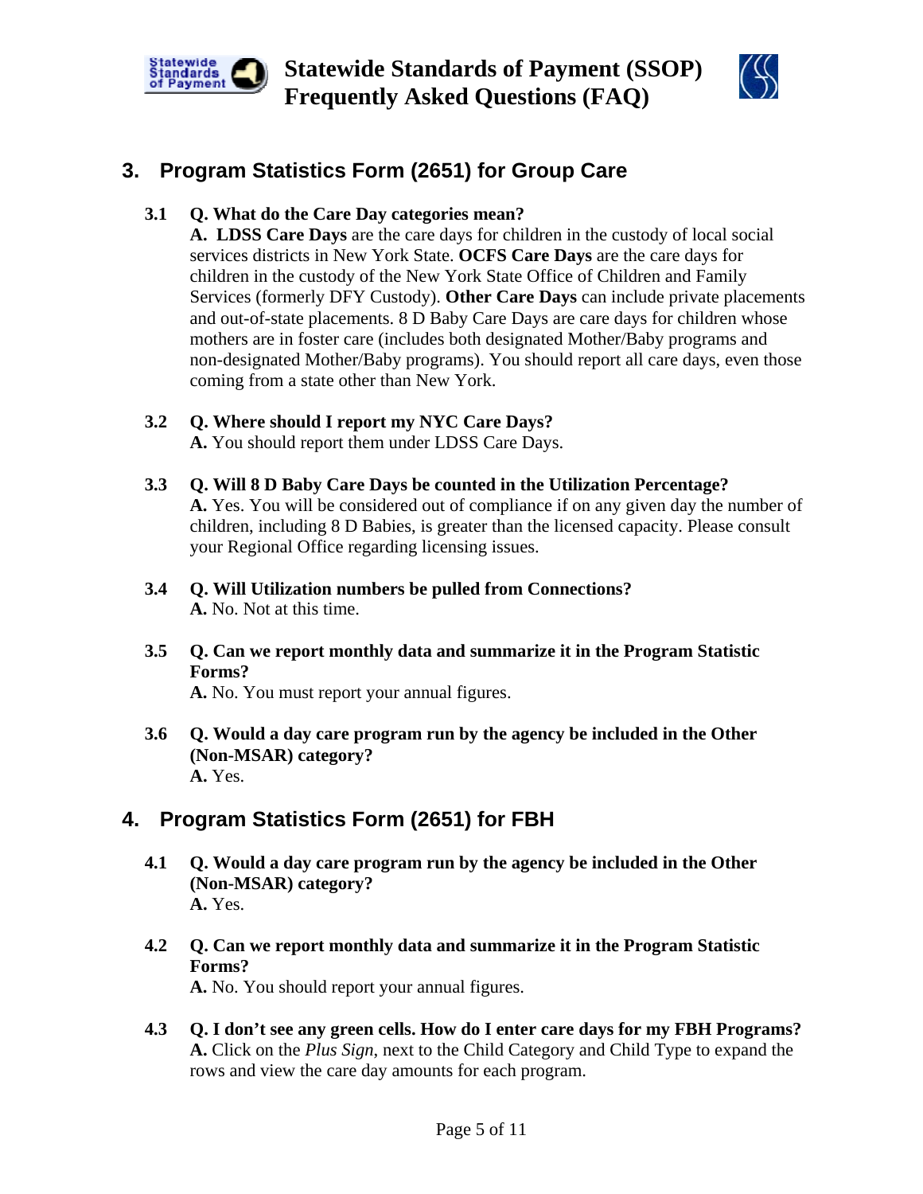## 3. Program Statistics Form (2651) for Group Care

**3.1 Q. What do the Care Day categories mean?**
**A. LDSS Care Days** are the care days for children in the custody of local social services districts in New York State. **OCFS Care Days** are the care days for children in the custody of the New York State Office of Children and Family Services (formerly DFY Custody). **Other Care Days** can include private placements and out-of-state placements. 8 D Baby Care Days are care days for children whose mothers are in foster care (includes both designated Mother/Baby programs and non-designated Mother/Baby programs). You should report all care days, even those coming from a state other than New York.

**3.2 Q. Where should I report my NYC Care Days?**
**A.** You should report them under LDSS Care Days.

**3.3 Q. Will 8 D Baby Care Days be counted in the Utilization Percentage?**
**A.** Yes. You will be considered out of compliance if on any given day the number of children, including 8 D Babies, is greater than the licensed capacity. Please consult your Regional Office regarding licensing issues.

**3.4 Q. Will Utilization numbers be pulled from Connections?**
**A.** No. Not at this time.

**3.5 Q. Can we report monthly data and summarize it in the Program Statistic Forms?**
**A.** No. You must report your annual figures.

**3.6 Q. Would a day care program run by the agency be included in the Other (Non-MSAR) category?**
**A.** Yes.

## 4. Program Statistics Form (2651) for FBH

**4.1 Q. Would a day care program run by the agency be included in the Other (Non-MSAR) category?**
**A.** Yes.

**4.2 Q. Can we report monthly data and summarize it in the Program Statistic Forms?**
**A.** No. You should report your annual figures.

**4.3 Q. I don't see any green cells. How do I enter care days for my FBH Programs?**
**A.** Click on the *Plus Sign*, next to the Child Category and Child Type to expand the rows and view the care day amounts for each program.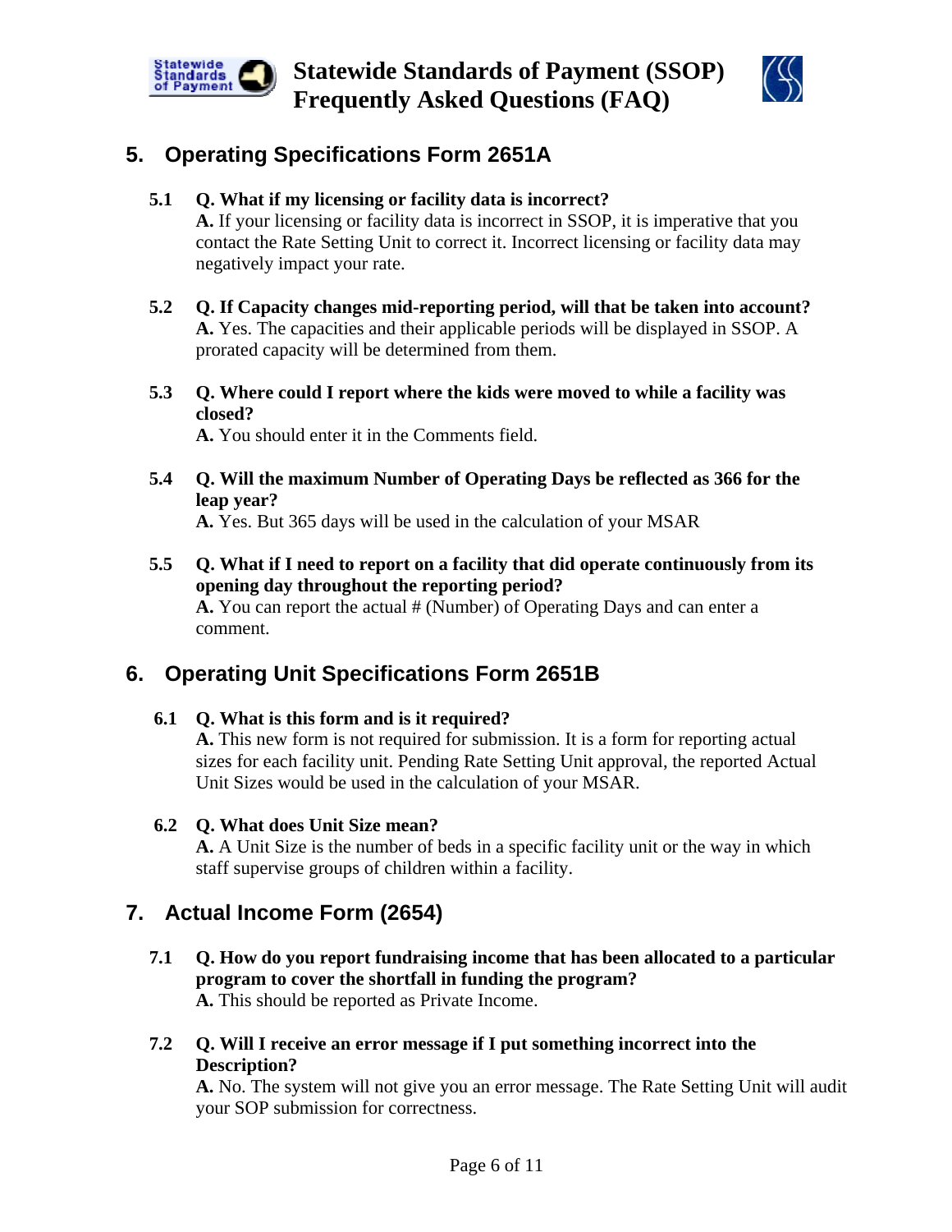## 5. Operating Specifications Form 2651A

**5.1 Q. What if my licensing or facility data is incorrect?**
**A.** If your licensing or facility data is incorrect in SSOP, it is imperative that you contact the Rate Setting Unit to correct it. Incorrect licensing or facility data may negatively impact your rate.

**5.2 Q. If Capacity changes mid-reporting period, will that be taken into account?**
**A.** Yes. The capacities and their applicable periods will be displayed in SSOP. A prorated capacity will be determined from them.

**5.3 Q. Where could I report where the kids were moved to while a facility was closed?**
**A.** You should enter it in the Comments field.

**5.4 Q. Will the maximum Number of Operating Days be reflected as 366 for the leap year?**
**A.** Yes. But 365 days will be used in the calculation of your MSAR

**5.5 Q. What if I need to report on a facility that did operate continuously from its opening day throughout the reporting period?**
**A.** You can report the actual # (Number) of Operating Days and can enter a comment.

## 6. Operating Unit Specifications Form 2651B

**6.1 Q. What is this form and is it required?**
**A.** This new form is not required for submission. It is a form for reporting actual sizes for each facility unit. Pending Rate Setting Unit approval, the reported Actual Unit Sizes would be used in the calculation of your MSAR.

**6.2 Q. What does Unit Size mean?**
**A.** A Unit Size is the number of beds in a specific facility unit or the way in which staff supervise groups of children within a facility.

## 7. Actual Income Form (2654)

**7.1 Q. How do you report fundraising income that has been allocated to a particular program to cover the shortfall in funding the program?**
**A.** This should be reported as Private Income.

**7.2 Q. Will I receive an error message if I put something incorrect into the Description?**
**A.** No. The system will not give you an error message. The Rate Setting Unit will audit your SOP submission for correctness.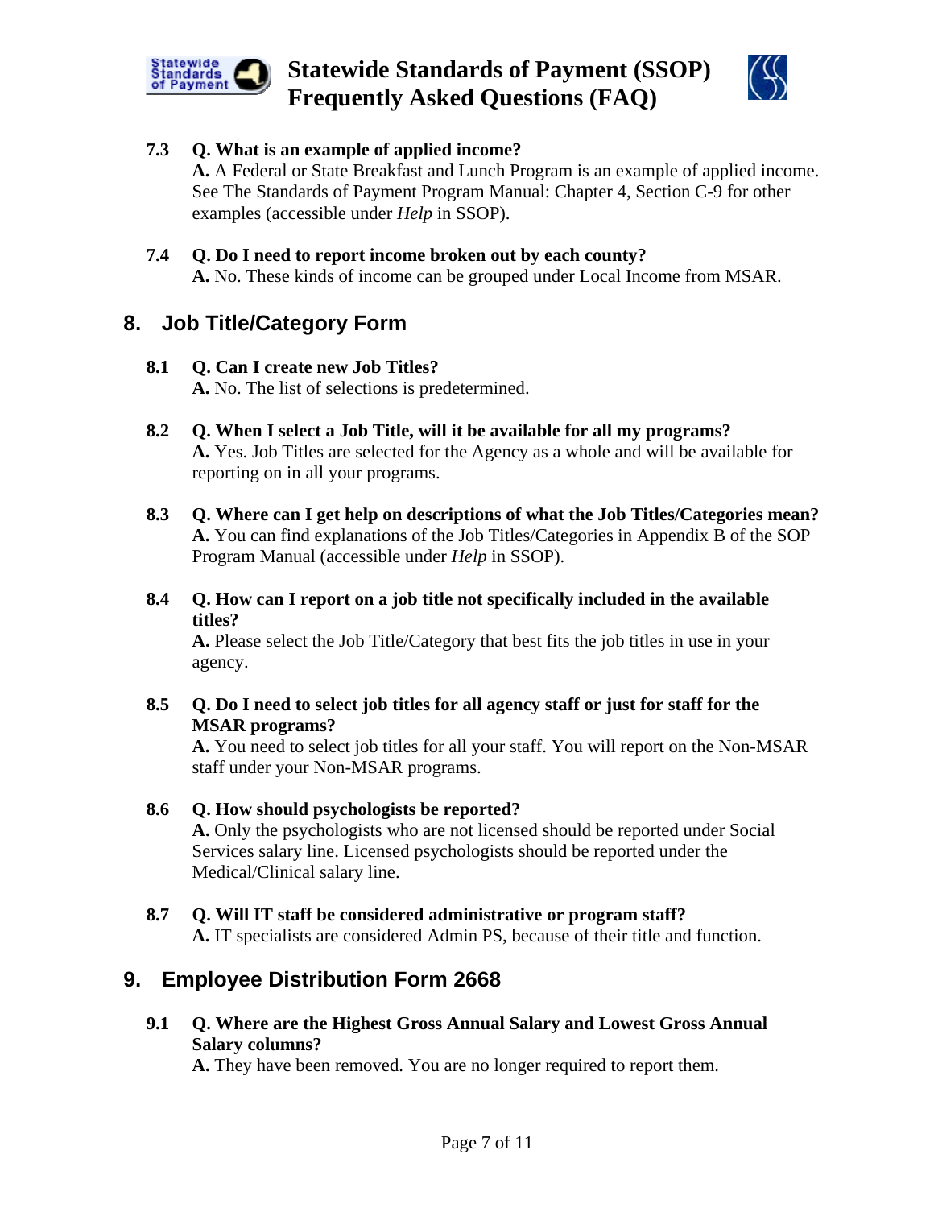**7.3 Q. What is an example of applied income?**
**A.** A Federal or State Breakfast and Lunch Program is an example of applied income. See The Standards of Payment Program Manual: Chapter 4, Section C-9 for other examples (accessible under *Help* in SSOP).

**7.4 Q. Do I need to report income broken out by each county?**
**A.** No. These kinds of income can be grouped under Local Income from MSAR.

## 8. Job Title/Category Form

**8.1 Q. Can I create new Job Titles?**
**A.** No. The list of selections is predetermined.

**8.2 Q. When I select a Job Title, will it be available for all my programs?**
**A.** Yes. Job Titles are selected for the Agency as a whole and will be available for reporting on in all your programs.

**8.3 Q. Where can I get help on descriptions of what the Job Titles/Categories mean?**
**A.** You can find explanations of the Job Titles/Categories in Appendix B of the SOP Program Manual (accessible under *Help* in SSOP).

**8.4 Q. How can I report on a job title not specifically included in the available titles?**
**A.** Please select the Job Title/Category that best fits the job titles in use in your agency.

**8.5 Q. Do I need to select job titles for all agency staff or just for staff for the MSAR programs?**
**A.** You need to select job titles for all your staff. You will report on the Non-MSAR staff under your Non-MSAR programs.

**8.6 Q. How should psychologists be reported?**
**A.** Only the psychologists who are not licensed should be reported under Social Services salary line. Licensed psychologists should be reported under the Medical/Clinical salary line.

**8.7 Q. Will IT staff be considered administrative or program staff?**
**A.** IT specialists are considered Admin PS, because of their title and function.

## 9. Employee Distribution Form 2668

**9.1 Q. Where are the Highest Gross Annual Salary and Lowest Gross Annual Salary columns?**
**A.** They have been removed. You are no longer required to report them.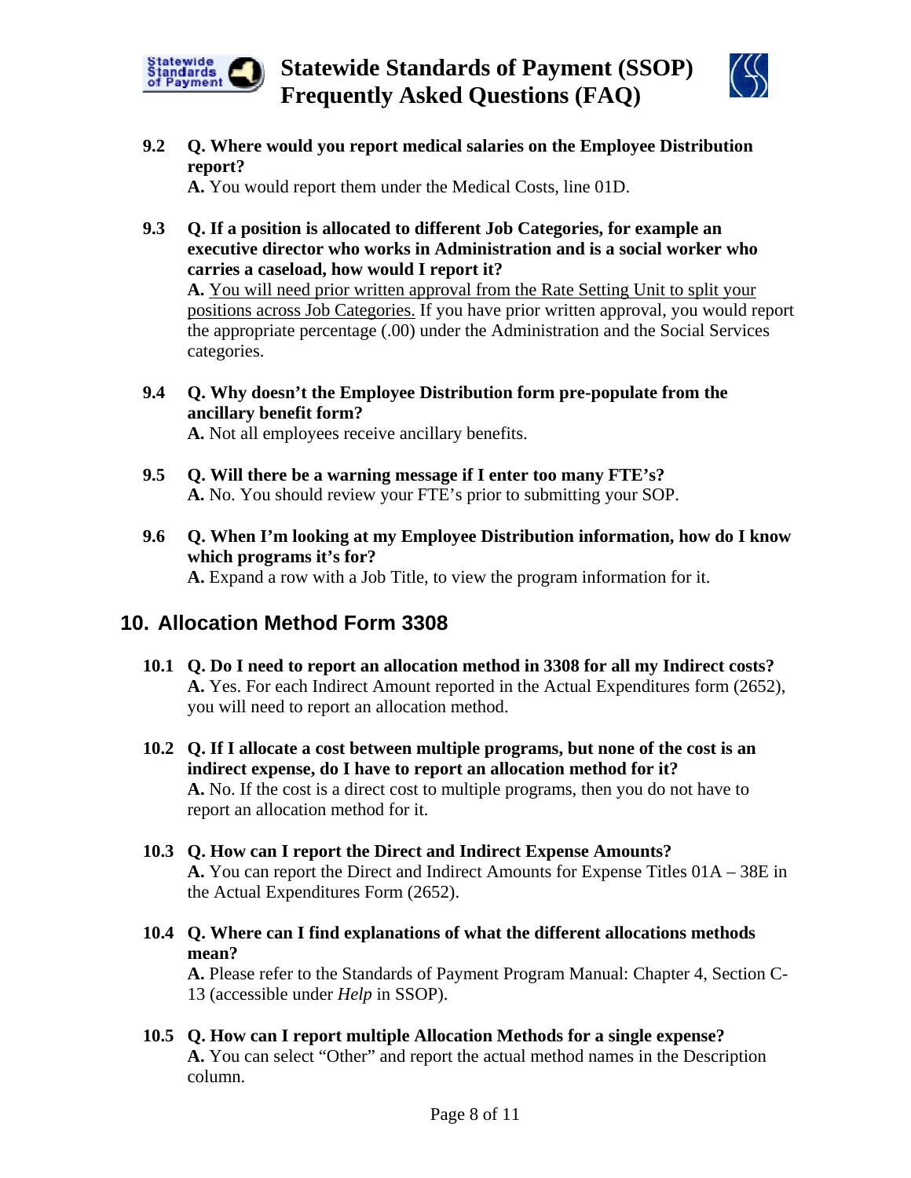**9.2 Q. Where would you report medical salaries on the Employee Distribution report?**
**A.** You would report them under the Medical Costs, line 01D.

**9.3 Q. If a position is allocated to different Job Categories, for example an executive director who works in Administration and is a social worker who carries a caseload, how would I report it?**
**A.** You will need prior written approval from the Rate Setting Unit to split your positions across Job Categories. If you have prior written approval, you would report the appropriate percentage (.00) under the Administration and the Social Services categories.

**9.4 Q. Why doesn't the Employee Distribution form pre-populate from the ancillary benefit form?**
**A.** Not all employees receive ancillary benefits.

**9.5 Q. Will there be a warning message if I enter too many FTE's?**
**A.** No. You should review your FTE's prior to submitting your SOP.

**9.6 Q. When I'm looking at my Employee Distribution information, how do I know which programs it's for?**
**A.** Expand a row with a Job Title, to view the program information for it.

## 10. Allocation Method Form 3308

**10.1 Q. Do I need to report an allocation method in 3308 for all my Indirect costs?**
**A.** Yes. For each Indirect Amount reported in the Actual Expenditures form (2652), you will need to report an allocation method.

**10.2 Q. If I allocate a cost between multiple programs, but none of the cost is an indirect expense, do I have to report an allocation method for it?**
**A.** No. If the cost is a direct cost to multiple programs, then you do not have to report an allocation method for it.

**10.3 Q. How can I report the Direct and Indirect Expense Amounts?**
**A.** You can report the Direct and Indirect Amounts for Expense Titles 01A – 38E in the Actual Expenditures Form (2652).

**10.4 Q. Where can I find explanations of what the different allocations methods mean?**
**A.** Please refer to the Standards of Payment Program Manual: Chapter 4, Section C-13 (accessible under *Help* in SSOP).

**10.5 Q. How can I report multiple Allocation Methods for a single expense?**
**A.** You can select "Other" and report the actual method names in the Description column.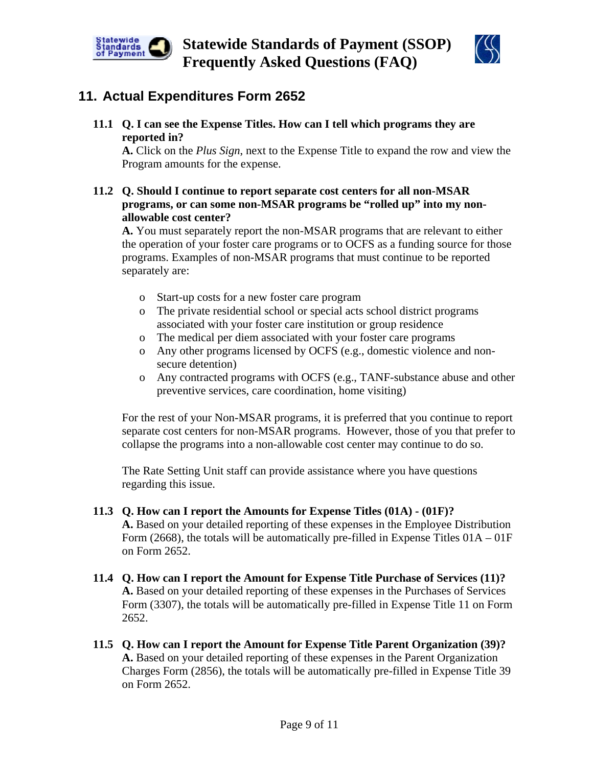## 11. Actual Expenditures Form 2652

**11.1 Q. I can see the Expense Titles. How can I tell which programs they are reported in?**

**A.** Click on the *Plus Sign*, next to the Expense Title to expand the row and view the Program amounts for the expense.

**11.2 Q. Should I continue to report separate cost centers for all non-MSAR programs, or can some non-MSAR programs be "rolled up" into my non-allowable cost center?**

**A.** You must separately report the non-MSAR programs that are relevant to either the operation of your foster care programs or to OCFS as a funding source for those programs. Examples of non-MSAR programs that must continue to be reported separately are:

- Start-up costs for a new foster care program
- The private residential school or special acts school district programs associated with your foster care institution or group residence
- The medical per diem associated with your foster care programs
- Any other programs licensed by OCFS (e.g., domestic violence and non-secure detention)
- Any contracted programs with OCFS (e.g., TANF-substance abuse and other preventive services, care coordination, home visiting)

For the rest of your Non-MSAR programs, it is preferred that you continue to report separate cost centers for non-MSAR programs. However, those of you that prefer to collapse the programs into a non-allowable cost center may continue to do so.

The Rate Setting Unit staff can provide assistance where you have questions regarding this issue.

**11.3 Q. How can I report the Amounts for Expense Titles (01A) - (01F)?**

**A.** Based on your detailed reporting of these expenses in the Employee Distribution Form (2668), the totals will be automatically pre-filled in Expense Titles 01A – 01F on Form 2652.

**11.4 Q. How can I report the Amount for Expense Title Purchase of Services (11)?**

**A.** Based on your detailed reporting of these expenses in the Purchases of Services Form (3307), the totals will be automatically pre-filled in Expense Title 11 on Form 2652.

**11.5 Q. How can I report the Amount for Expense Title Parent Organization (39)?**

**A.** Based on your detailed reporting of these expenses in the Parent Organization Charges Form (2856), the totals will be automatically pre-filled in Expense Title 39 on Form 2652.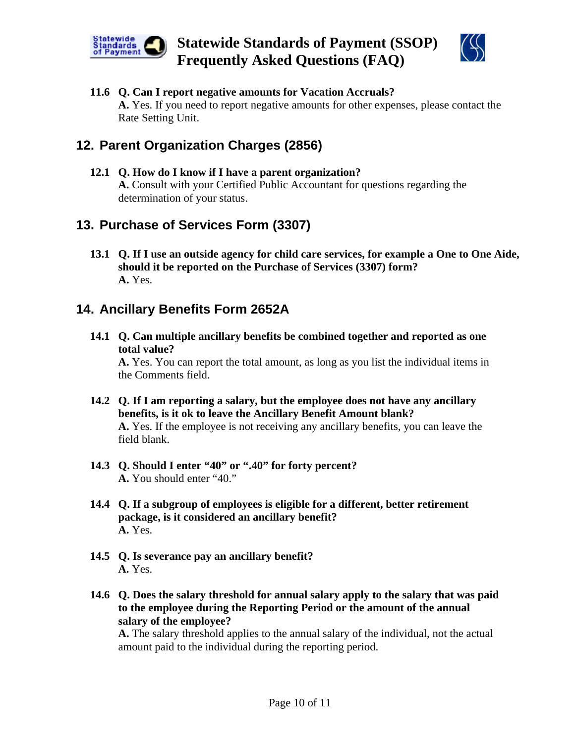**11.6 Q. Can I report negative amounts for Vacation Accruals?**
**A.** Yes. If you need to report negative amounts for other expenses, please contact the Rate Setting Unit.

## 12. Parent Organization Charges (2856)

**12.1 Q. How do I know if I have a parent organization?**
**A.** Consult with your Certified Public Accountant for questions regarding the determination of your status.

## 13. Purchase of Services Form (3307)

**13.1 Q. If I use an outside agency for child care services, for example a One to One Aide, should it be reported on the Purchase of Services (3307) form?**
**A.** Yes.

## 14. Ancillary Benefits Form 2652A

**14.1 Q. Can multiple ancillary benefits be combined together and reported as one total value?**
**A.** Yes. You can report the total amount, as long as you list the individual items in the Comments field.

**14.2 Q. If I am reporting a salary, but the employee does not have any ancillary benefits, is it ok to leave the Ancillary Benefit Amount blank?**
**A.** Yes. If the employee is not receiving any ancillary benefits, you can leave the field blank.

**14.3 Q. Should I enter "40" or ".40" for forty percent?**
**A.** You should enter "40."

**14.4 Q. If a subgroup of employees is eligible for a different, better retirement package, is it considered an ancillary benefit?**
**A.** Yes.

**14.5 Q. Is severance pay an ancillary benefit?**
**A.** Yes.

**14.6 Q. Does the salary threshold for annual salary apply to the salary that was paid to the employee during the Reporting Period or the amount of the annual salary of the employee?**
**A.** The salary threshold applies to the annual salary of the individual, not the actual amount paid to the individual during the reporting period.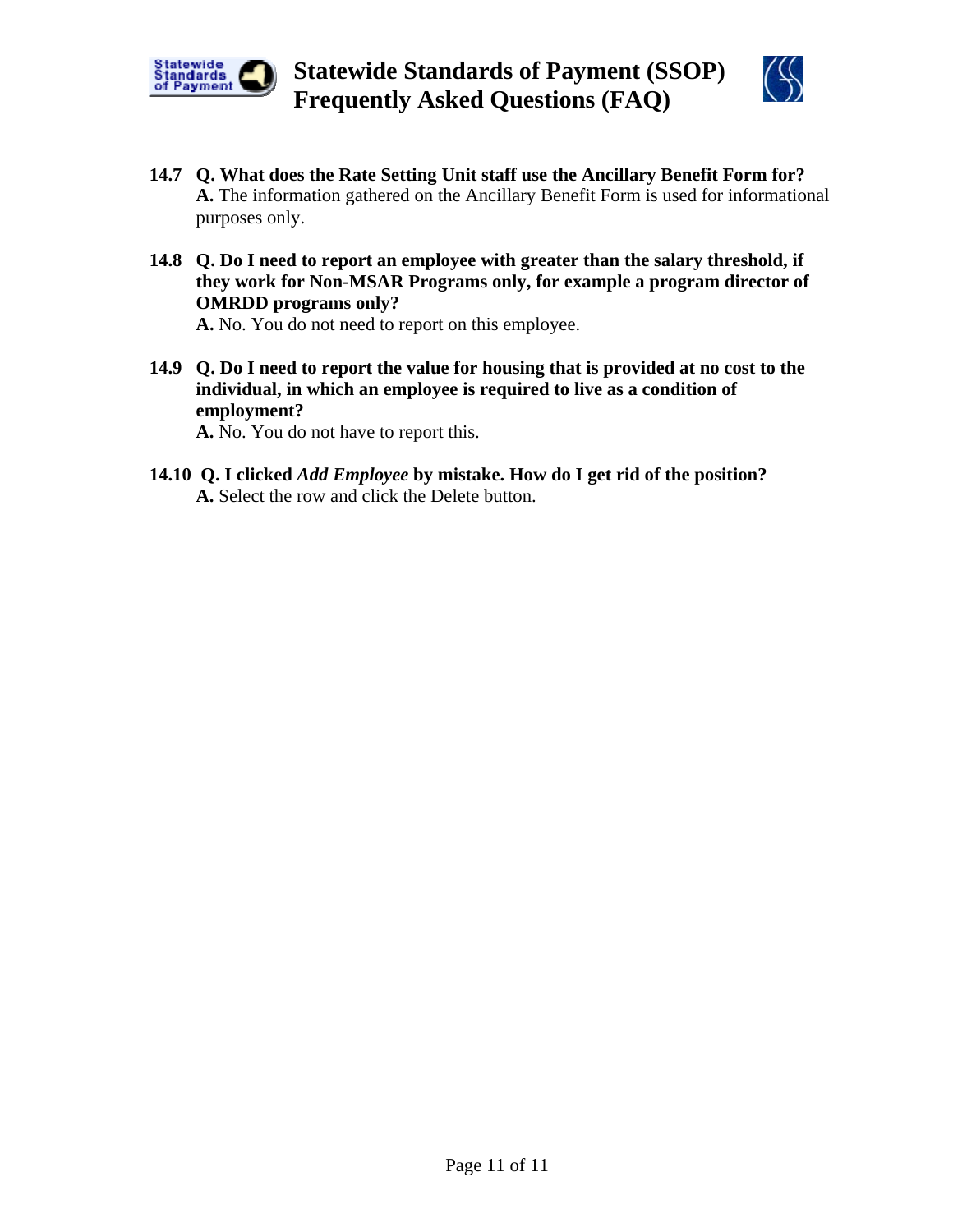**14.7 Q. What does the Rate Setting Unit staff use the Ancillary Benefit Form for?**
**A.** The information gathered on the Ancillary Benefit Form is used for informational purposes only.

**14.8 Q. Do I need to report an employee with greater than the salary threshold, if they work for Non-MSAR Programs only, for example a program director of OMRDD programs only?**
**A.** No. You do not need to report on this employee.

**14.9 Q. Do I need to report the value for housing that is provided at no cost to the individual, in which an employee is required to live as a condition of employment?**
**A.** No. You do not have to report this.

**14.10 Q. I clicked *Add Employee* by mistake. How do I get rid of the position?**
**A.** Select the row and click the Delete button.